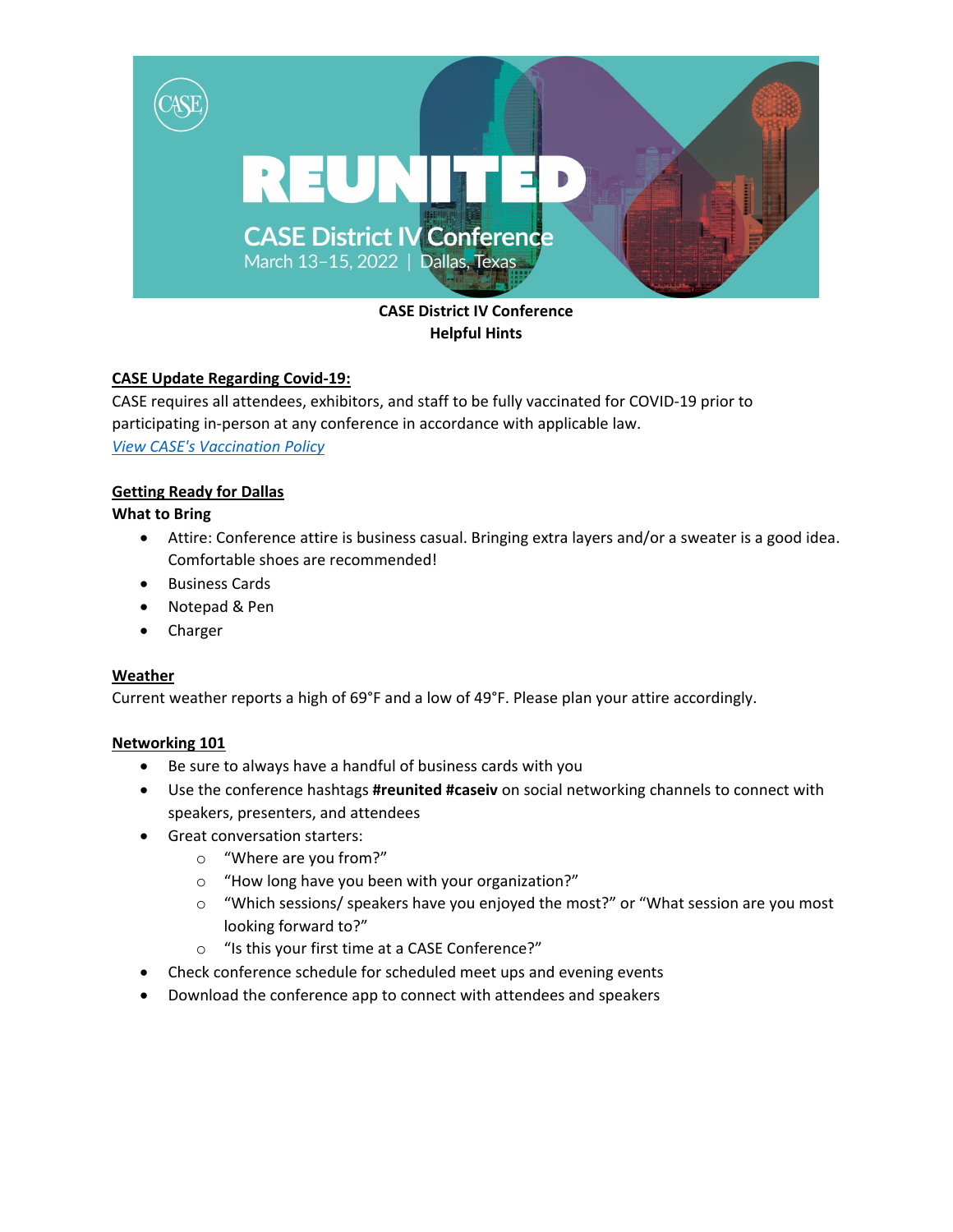# CASE District IV Conference
## Helpful Hints

**CASE Update Regarding Covid-19:**

CASE requires all attendees, exhibitors, and staff to be fully vaccinated for COVID-19 prior to participating in-person at any conference in accordance with applicable law.

*View CASE's Vaccination Policy*

**Getting Ready for Dallas**

**What to Bring**

- Attire: Conference attire is business casual. Bringing extra layers and/or a sweater is a good idea. Comfortable shoes are recommended!
- Business Cards
- Notepad & Pen
- Charger

**Weather**

Current weather reports a high of 69°F and a low of 49°F. Please plan your attire accordingly.

**Networking 101**

- Be sure to always have a handful of business cards with you
- Use the conference hashtags **#reunited #caseiv** on social networking channels to connect with speakers, presenters, and attendees
- Great conversation starters:
  - "Where are you from?"
  - "How long have you been with your organization?"
  - "Which sessions/ speakers have you enjoyed the most?" or "What session are you most looking forward to?"
  - "Is this your first time at a CASE Conference?"
- Check conference schedule for scheduled meet ups and evening events
- Download the conference app to connect with attendees and speakers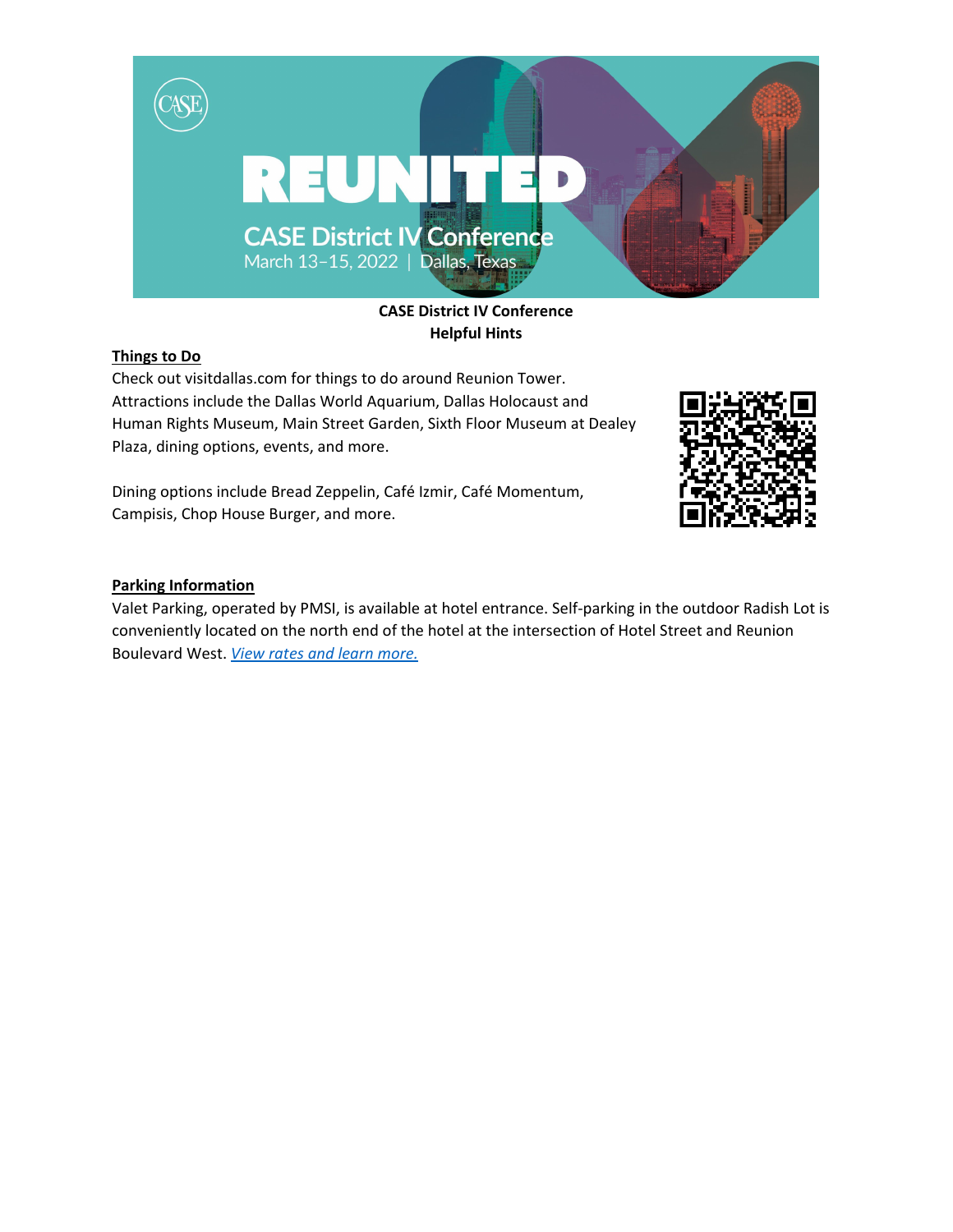# CASE District IV Conference
## Helpful Hints

**Things to Do**

Check out visitdallas.com for things to do around Reunion Tower. Attractions include the Dallas World Aquarium, Dallas Holocaust and Human Rights Museum, Main Street Garden, Sixth Floor Museum at Dealey Plaza, dining options, events, and more.

Dining options include Bread Zeppelin, Café Izmir, Café Momentum, Campisis, Chop House Burger, and more.

**Parking Information**

Valet Parking, operated by PMSI, is available at hotel entrance. Self-parking in the outdoor Radish Lot is conveniently located on the north end of the hotel at the intersection of Hotel Street and Reunion Boulevard West. *View rates and learn more.*